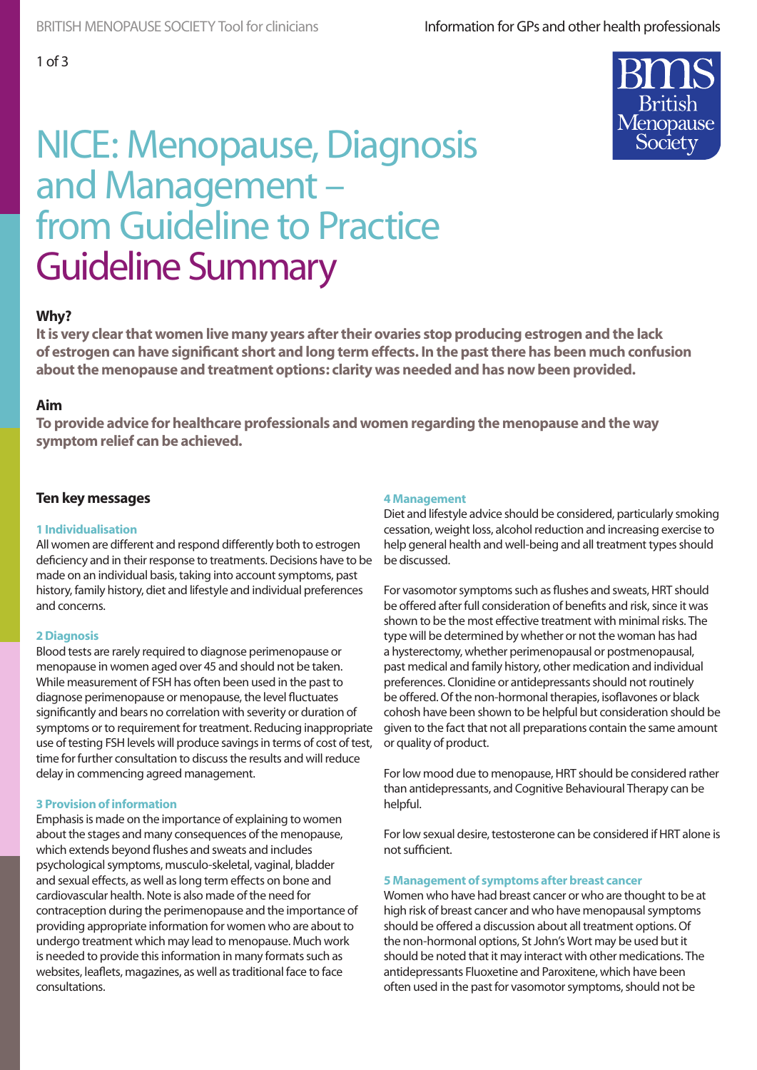# NICE: Menopause, Diagnosis and Management – from Guideline to Practice Guideline Summary

### Why?

**It is very clear that women live many years after their ovaries stop producing estrogen and the lack of estrogen can have significant short and long term effects. In the past there has been much confusion about the menopause and treatment options: clarity was needed and has now been provided.**

### Aim

**To provide advice for healthcare professionals and women regarding the menopause and the way symptom relief can be achieved.**

## Ten key messages

#### 1 Individualisation

All women are different and respond differently both to estrogen deficiency and in their response to treatments. Decisions have to be made on an individual basis, taking into account symptoms, past history, family history, diet and lifestyle and individual preferences and concerns.

#### 2 Diagnosis

Blood tests are rarely required to diagnose perimenopause or menopause in women aged over 45 and should not be taken. While measurement of FSH has often been used in the past to diagnose perimenopause or menopause, the level fluctuates significantly and bears no correlation with severity or duration of symptoms or to requirement for treatment. Reducing inappropriate use of testing FSH levels will produce savings in terms of cost of test, time for further consultation to discuss the results and will reduce delay in commencing agreed management.

#### 3 Provision of information

Emphasis is made on the importance of explaining to women about the stages and many consequences of the menopause, which extends beyond flushes and sweats and includes psychological symptoms, musculo-skeletal, vaginal, bladder and sexual effects, as well as long term effects on bone and cardiovascular health. Note is also made of the need for contraception during the perimenopause and the importance of providing appropriate information for women who are about to undergo treatment which may lead to menopause. Much work is needed to provide this information in many formats such as websites, leaflets, magazines, as well as traditional face to face consultations.

#### 4 Management

Diet and lifestyle advice should be considered, particularly smoking cessation, weight loss, alcohol reduction and increasing exercise to help general health and well-being and all treatment types should be discussed.

For vasomotor symptoms such as flushes and sweats, HRT should be offered after full consideration of benefits and risk, since it was shown to be the most effective treatment with minimal risks. The type will be determined by whether or not the woman has had a hysterectomy, whether perimenopausal or postmenopausal, past medical and family history, other medication and individual preferences. Clonidine or antidepressants should not routinely be offered. Of the non-hormonal therapies, isoflavones or black cohosh have been shown to be helpful but consideration should be given to the fact that not all preparations contain the same amount or quality of product.

For low mood due to menopause, HRT should be considered rather than antidepressants, and Cognitive Behavioural Therapy can be helpful.

For low sexual desire, testosterone can be considered if HRT alone is not sufficient.

#### 5 Management of symptoms after breast cancer

Women who have had breast cancer or who are thought to be at high risk of breast cancer and who have menopausal symptoms should be offered a discussion about all treatment options. Of the non-hormonal options, St John's Wort may be used but it should be noted that it may interact with other medications. The antidepressants Fluoxetine and Paroxitene, which have been often used in the past for vasomotor symptoms, should not be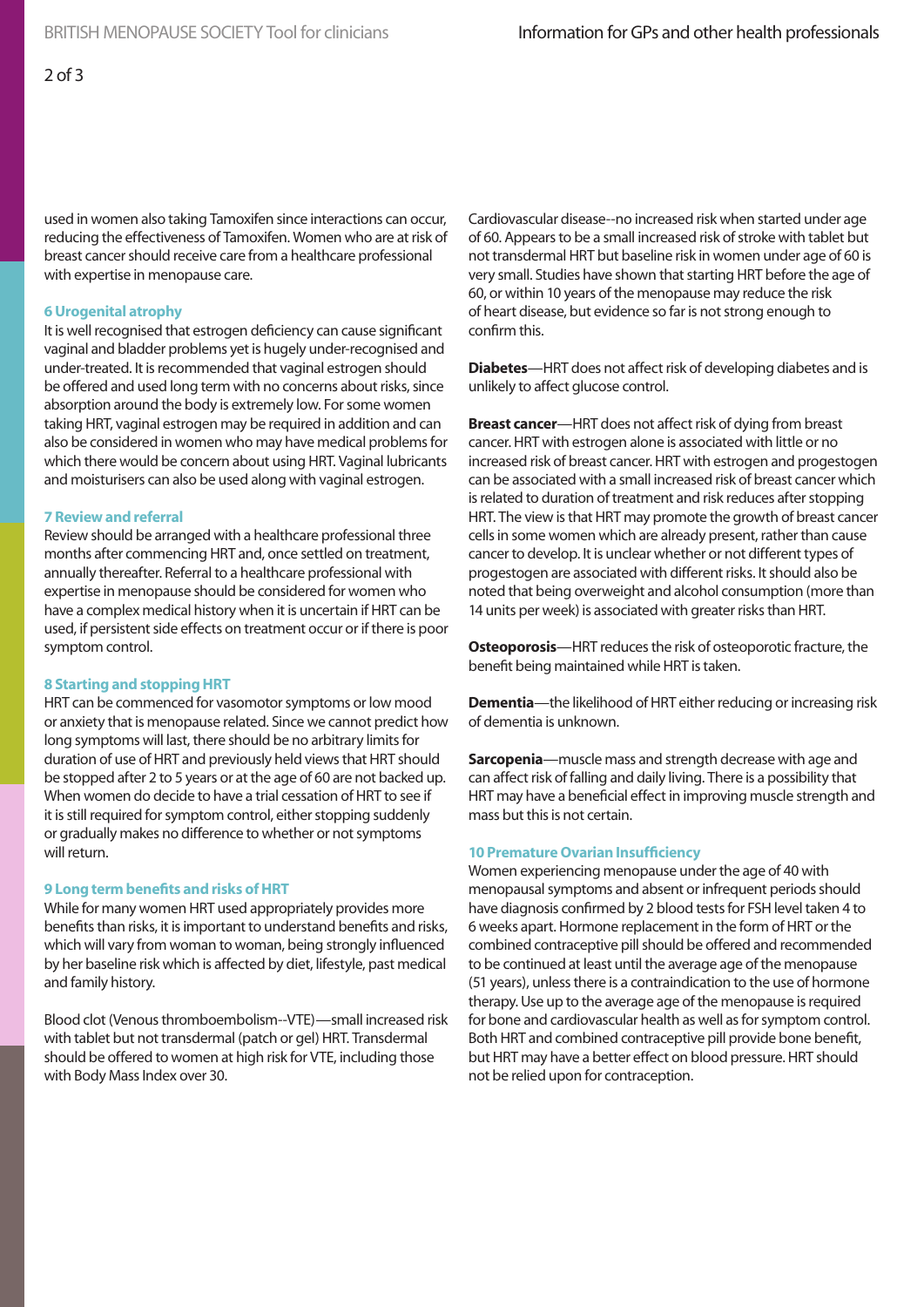used in women also taking Tamoxifen since interactions can occur, reducing the effectiveness of Tamoxifen. Women who are at risk of breast cancer should receive care from a healthcare professional with expertise in menopause care.

### 6 Urogenital atrophy

It is well recognised that estrogen deficiency can cause significant vaginal and bladder problems yet is hugely under-recognised and under-treated. It is recommended that vaginal estrogen should be offered and used long term with no concerns about risks, since absorption around the body is extremely low. For some women taking HRT, vaginal estrogen may be required in addition and can also be considered in women who may have medical problems for which there would be concern about using HRT. Vaginal lubricants and moisturisers can also be used along with vaginal estrogen.

### 7 Review and referral

Review should be arranged with a healthcare professional three months after commencing HRT and, once settled on treatment, annually thereafter. Referral to a healthcare professional with expertise in menopause should be considered for women who have a complex medical history when it is uncertain if HRT can be used, if persistent side effects on treatment occur or if there is poor symptom control.

### 8 Starting and stopping HRT

HRT can be commenced for vasomotor symptoms or low mood or anxiety that is menopause related. Since we cannot predict how long symptoms will last, there should be no arbitrary limits for duration of use of HRT and previously held views that HRT should be stopped after 2 to 5 years or at the age of 60 are not backed up. When women do decide to have a trial cessation of HRT to see if it is still required for symptom control, either stopping suddenly or gradually makes no difference to whether or not symptoms will return.

### 9 Long term benefits and risks of HRT

While for many women HRT used appropriately provides more benefits than risks, it is important to understand benefits and risks, which will vary from woman to woman, being strongly influenced by her baseline risk which is affected by diet, lifestyle, past medical and family history.

Blood clot (Venous thromboembolism--VTE)—small increased risk with tablet but not transdermal (patch or gel) HRT. Transdermal should be offered to women at high risk for VTE, including those with Body Mass Index over 30.

Cardiovascular disease--no increased risk when started under age of 60. Appears to be a small increased risk of stroke with tablet but not transdermal HRT but baseline risk in women under age of 60 is very small. Studies have shown that starting HRT before the age of 60, or within 10 years of the menopause may reduce the risk of heart disease, but evidence so far is not strong enough to confirm this.

**Diabetes**—HRT does not affect risk of developing diabetes and is unlikely to affect glucose control.

**Breast cancer**—HRT does not affect risk of dying from breast cancer. HRT with estrogen alone is associated with little or no increased risk of breast cancer. HRT with estrogen and progestogen can be associated with a small increased risk of breast cancer which is related to duration of treatment and risk reduces after stopping HRT. The view is that HRT may promote the growth of breast cancer cells in some women which are already present, rather than cause cancer to develop. It is unclear whether or not different types of progestogen are associated with different risks. It should also be noted that being overweight and alcohol consumption (more than 14 units per week) is associated with greater risks than HRT.

**Osteoporosis**—HRT reduces the risk of osteoporotic fracture, the benefit being maintained while HRT is taken.

**Dementia**—the likelihood of HRT either reducing or increasing risk of dementia is unknown.

**Sarcopenia**—muscle mass and strength decrease with age and can affect risk of falling and daily living. There is a possibility that HRT may have a beneficial effect in improving muscle strength and mass but this is not certain.

### 10 Premature Ovarian Insufficiency

Women experiencing menopause under the age of 40 with menopausal symptoms and absent or infrequent periods should have diagnosis confirmed by 2 blood tests for FSH level taken 4 to 6 weeks apart. Hormone replacement in the form of HRT or the combined contraceptive pill should be offered and recommended to be continued at least until the average age of the menopause (51 years), unless there is a contraindication to the use of hormone therapy. Use up to the average age of the menopause is required for bone and cardiovascular health as well as for symptom control. Both HRT and combined contraceptive pill provide bone benefit, but HRT may have a better effect on blood pressure. HRT should not be relied upon for contraception.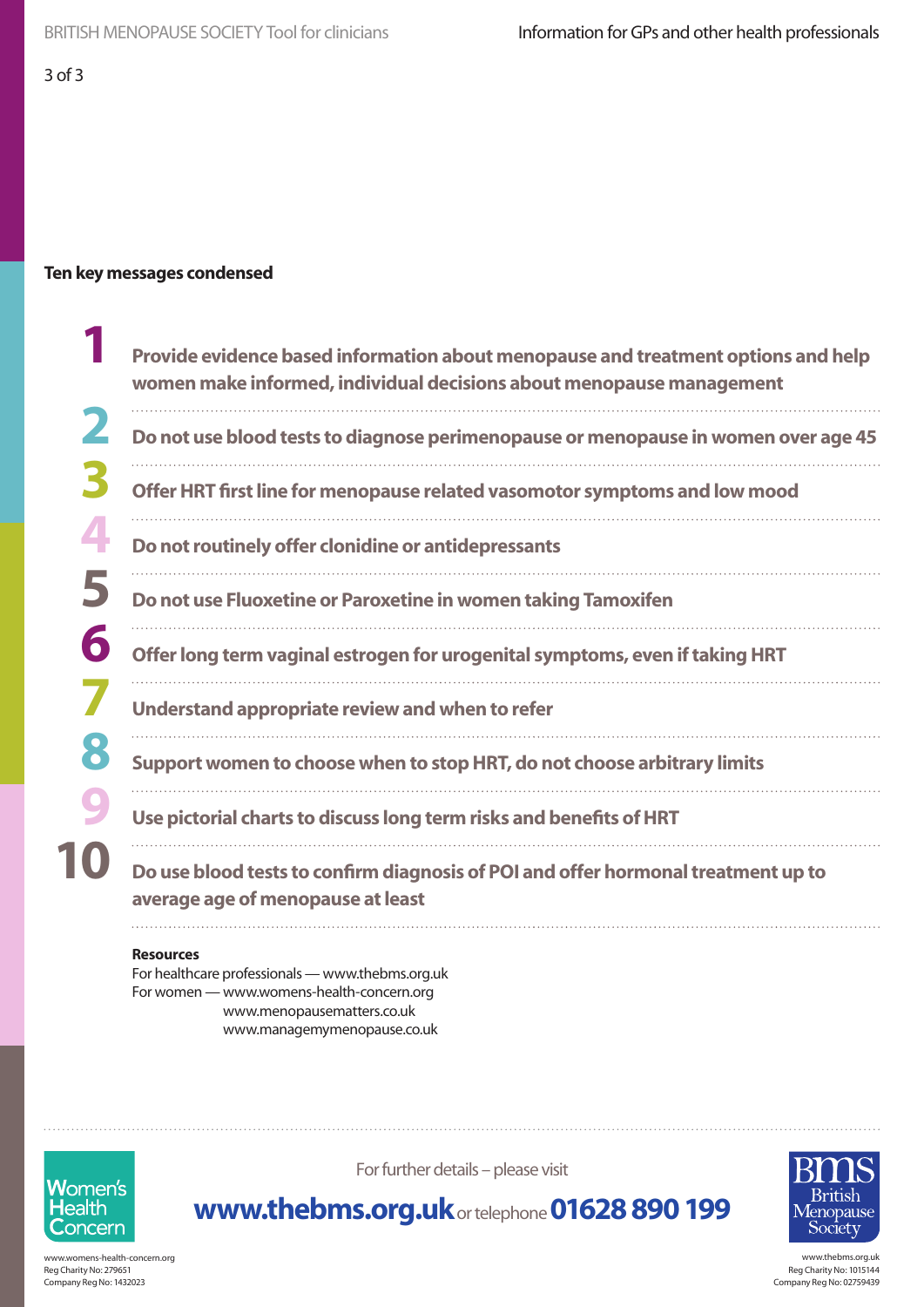## Ten key messages condensed

1. **Provide evidence based information about menopause and treatment options and help women make informed, individual decisions about menopause management**
2. **Do not use blood tests to diagnose perimenopause or menopause in women over age 45**
3. **Offer HRT first line for menopause related vasomotor symptoms and low mood**
4. **Do not routinely offer clonidine or antidepressants**
5. **Do not use Fluoxetine or Paroxetine in women taking Tamoxifen**
6. **Offer long term vaginal estrogen for urogenital symptoms, even if taking HRT**
7. **Understand appropriate review and when to refer**
8. **Support women to choose when to stop HRT, do not choose arbitrary limits**
9. **Use pictorial charts to discuss long term risks and benefits of HRT**
10. **Do use blood tests to confirm diagnosis of POI and offer hormonal treatment up to average age of menopause at least**

**Resources**

For healthcare professionals — www.thebms.org.uk
For women — www.womens-health-concern.org
www.menopausematters.co.uk
www.managemymenopause.co.uk

For further details – please visit

**www.thebms.org.uk** or telephone **01628 890 199**

Women's Health Concern
www.womens-health-concern.org
Reg Charity No: 279651
Company Reg No: 1432023

BMS British Menopause Society
www.thebms.org.uk
Reg Charity No: 1015144
Company Reg No: 02759439